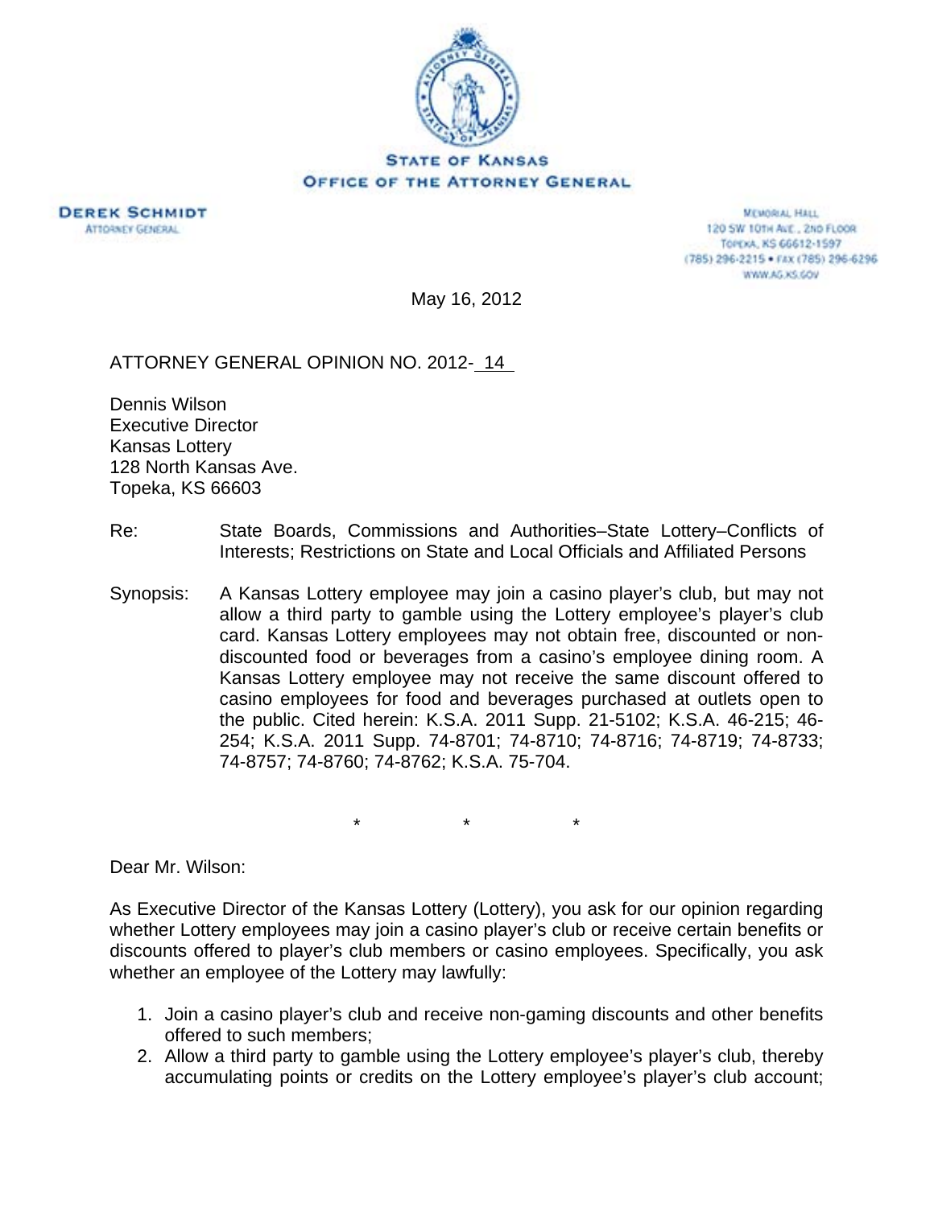**STATE OF KANSAS**
**OFFICE OF THE ATTORNEY GENERAL**

**DEREK SCHMIDT**
ATTORNEY GENERAL

MEMORIAL HALL
120 SW 10TH AVE., 2ND FLOOR
TOPEKA, KS 66612-1597
(785) 296-2215 • FAX (785) 296-6296
WWW.AG.KS.GOV

May 16, 2012

ATTORNEY GENERAL OPINION NO. 2012- 14

Dennis Wilson
Executive Director
Kansas Lottery
128 North Kansas Ave.
Topeka, KS 66603

Re: State Boards, Commissions and Authorities–State Lottery–Conflicts of Interests; Restrictions on State and Local Officials and Affiliated Persons

Synopsis: A Kansas Lottery employee may join a casino player's club, but may not allow a third party to gamble using the Lottery employee's player's club card. Kansas Lottery employees may not obtain free, discounted or non-discounted food or beverages from a casino's employee dining room. A Kansas Lottery employee may not receive the same discount offered to casino employees for food and beverages purchased at outlets open to the public. Cited herein: K.S.A. 2011 Supp. 21-5102; K.S.A. 46-215; 46-254; K.S.A. 2011 Supp. 74-8701; 74-8710; 74-8716; 74-8719; 74-8733; 74-8757; 74-8760; 74-8762; K.S.A. 75-704.

\* \* \*

Dear Mr. Wilson:

As Executive Director of the Kansas Lottery (Lottery), you ask for our opinion regarding whether Lottery employees may join a casino player's club or receive certain benefits or discounts offered to player's club members or casino employees. Specifically, you ask whether an employee of the Lottery may lawfully:

1. Join a casino player's club and receive non-gaming discounts and other benefits offered to such members;
2. Allow a third party to gamble using the Lottery employee's player's club, thereby accumulating points or credits on the Lottery employee's player's club account;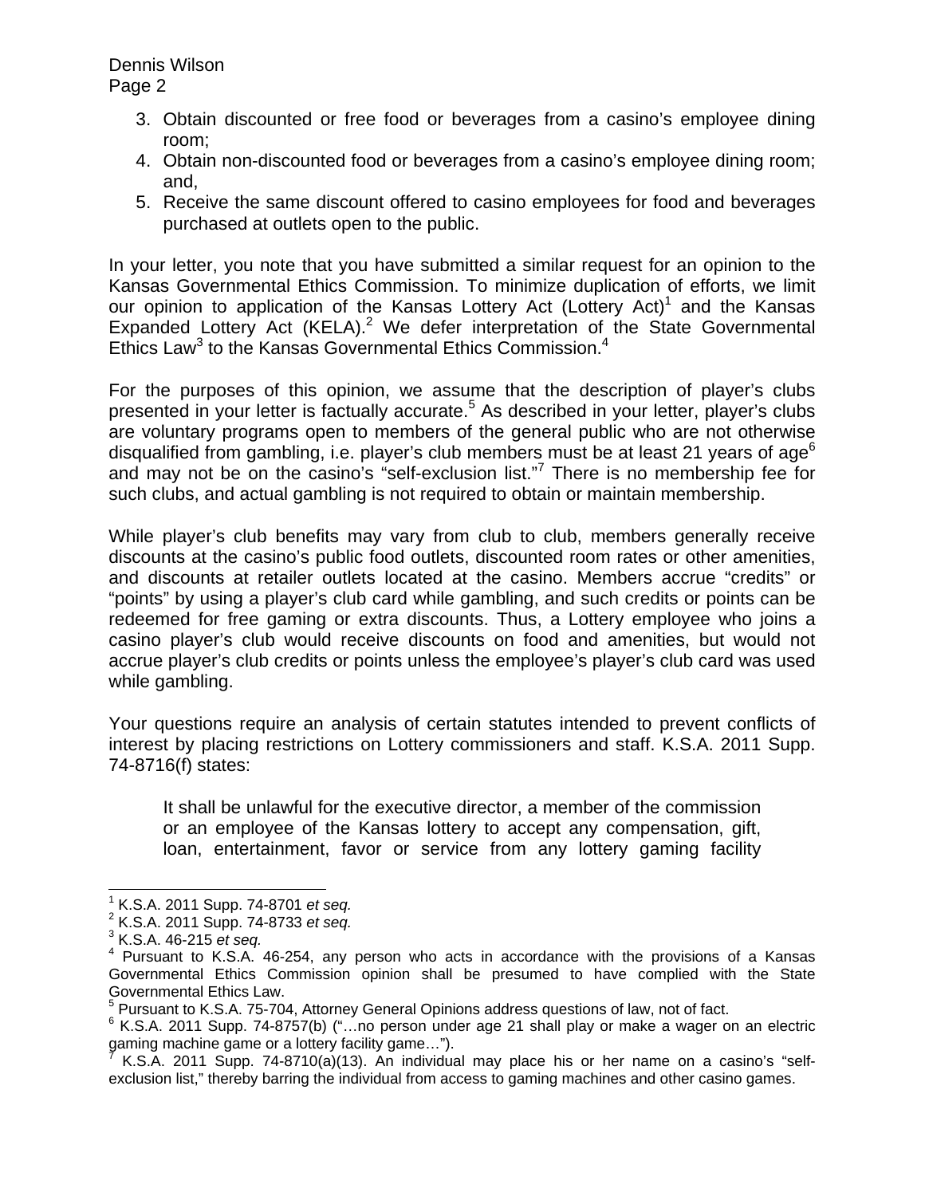3. Obtain discounted or free food or beverages from a casino's employee dining room;
4. Obtain non-discounted food or beverages from a casino's employee dining room; and,
5. Receive the same discount offered to casino employees for food and beverages purchased at outlets open to the public.

In your letter, you note that you have submitted a similar request for an opinion to the Kansas Governmental Ethics Commission. To minimize duplication of efforts, we limit our opinion to application of the Kansas Lottery Act (Lottery Act)[1] and the Kansas Expanded Lottery Act (KELA).[2] We defer interpretation of the State Governmental Ethics Law[3] to the Kansas Governmental Ethics Commission.[4]

For the purposes of this opinion, we assume that the description of player's clubs presented in your letter is factually accurate.[5] As described in your letter, player's clubs are voluntary programs open to members of the general public who are not otherwise disqualified from gambling, i.e. player's club members must be at least 21 years of age[6] and may not be on the casino's "self-exclusion list."[7] There is no membership fee for such clubs, and actual gambling is not required to obtain or maintain membership.

While player's club benefits may vary from club to club, members generally receive discounts at the casino's public food outlets, discounted room rates or other amenities, and discounts at retailer outlets located at the casino. Members accrue "credits" or "points" by using a player's club card while gambling, and such credits or points can be redeemed for free gaming or extra discounts. Thus, a Lottery employee who joins a casino player's club would receive discounts on food and amenities, but would not accrue player's club credits or points unless the employee's player's club card was used while gambling.

Your questions require an analysis of certain statutes intended to prevent conflicts of interest by placing restrictions on Lottery commissioners and staff. K.S.A. 2011 Supp. 74-8716(f) states:

> It shall be unlawful for the executive director, a member of the commission or an employee of the Kansas lottery to accept any compensation, gift, loan, entertainment, favor or service from any lottery gaming facility

---

[1] K.S.A. 2011 Supp. 74-8701 *et seq.*

[2] K.S.A. 2011 Supp. 74-8733 *et seq.*

[3] K.S.A. 46-215 *et seq.*

[4] Pursuant to K.S.A. 46-254, any person who acts in accordance with the provisions of a Kansas Governmental Ethics Commission opinion shall be presumed to have complied with the State Governmental Ethics Law.

[5] Pursuant to K.S.A. 75-704, Attorney General Opinions address questions of law, not of fact.

[6] K.S.A. 2011 Supp. 74-8757(b) ("…no person under age 21 shall play or make a wager on an electric gaming machine game or a lottery facility game…").

[7] K.S.A. 2011 Supp. 74-8710(a)(13). An individual may place his or her name on a casino's "self-exclusion list," thereby barring the individual from access to gaming machines and other casino games.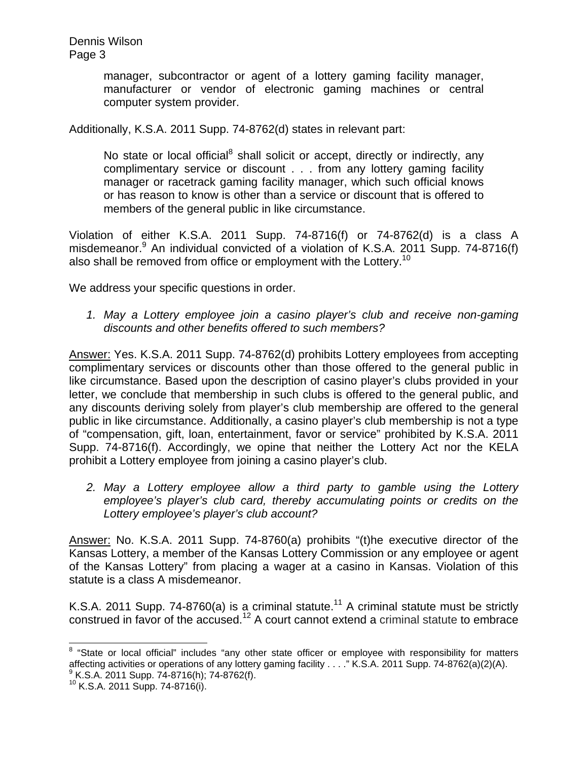manager, subcontractor or agent of a lottery gaming facility manager, manufacturer or vendor of electronic gaming machines or central computer system provider.

Additionally, K.S.A. 2011 Supp. 74-8762(d) states in relevant part:

> No state or local official[8] shall solicit or accept, directly or indirectly, any complimentary service or discount . . . from any lottery gaming facility manager or racetrack gaming facility manager, which such official knows or has reason to know is other than a service or discount that is offered to members of the general public in like circumstance.

Violation of either K.S.A. 2011 Supp. 74-8716(f) or 74-8762(d) is a class A misdemeanor.[9] An individual convicted of a violation of K.S.A. 2011 Supp. 74-8716(f) also shall be removed from office or employment with the Lottery.[10]

We address your specific questions in order.

1. *May a Lottery employee join a casino player's club and receive non-gaming discounts and other benefits offered to such members?*

Answer: Yes. K.S.A. 2011 Supp. 74-8762(d) prohibits Lottery employees from accepting complimentary services or discounts other than those offered to the general public in like circumstance. Based upon the description of casino player's clubs provided in your letter, we conclude that membership in such clubs is offered to the general public, and any discounts deriving solely from player's club membership are offered to the general public in like circumstance. Additionally, a casino player's club membership is not a type of "compensation, gift, loan, entertainment, favor or service" prohibited by K.S.A. 2011 Supp. 74-8716(f). Accordingly, we opine that neither the Lottery Act nor the KELA prohibit a Lottery employee from joining a casino player's club.

2. *May a Lottery employee allow a third party to gamble using the Lottery employee's player's club card, thereby accumulating points or credits on the Lottery employee's player's club account?*

Answer: No. K.S.A. 2011 Supp. 74-8760(a) prohibits "(t)he executive director of the Kansas Lottery, a member of the Kansas Lottery Commission or any employee or agent of the Kansas Lottery" from placing a wager at a casino in Kansas. Violation of this statute is a class A misdemeanor.

K.S.A. 2011 Supp. 74-8760(a) is a criminal statute.[11] A criminal statute must be strictly construed in favor of the accused.[12] A court cannot extend a criminal statute to embrace

---

[8] "State or local official" includes "any other state officer or employee with responsibility for matters affecting activities or operations of any lottery gaming facility . . . ." K.S.A. 2011 Supp. 74-8762(a)(2)(A).

[9] K.S.A. 2011 Supp. 74-8716(h); 74-8762(f).

[10] K.S.A. 2011 Supp. 74-8716(i).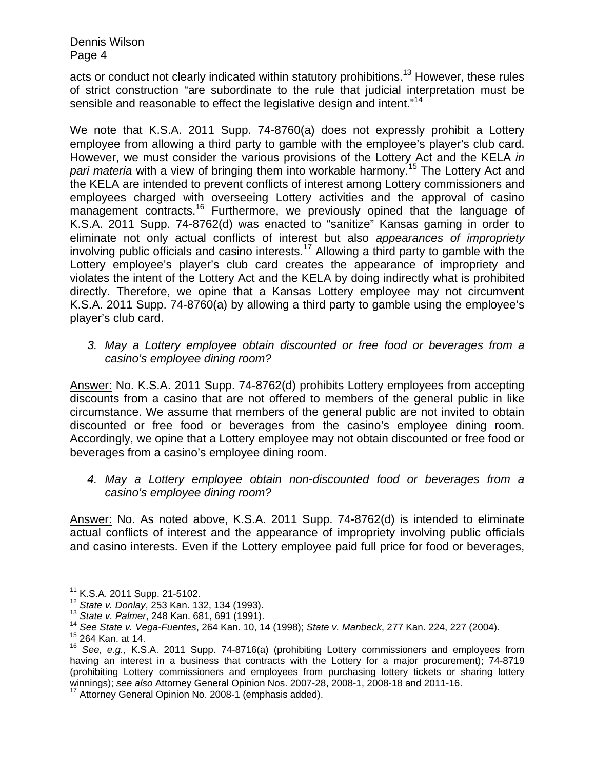acts or conduct not clearly indicated within statutory prohibitions.[13] However, these rules of strict construction "are subordinate to the rule that judicial interpretation must be sensible and reasonable to effect the legislative design and intent."[14]

We note that K.S.A. 2011 Supp. 74-8760(a) does not expressly prohibit a Lottery employee from allowing a third party to gamble with the employee's player's club card. However, we must consider the various provisions of the Lottery Act and the KELA *in pari materia* with a view of bringing them into workable harmony.[15] The Lottery Act and the KELA are intended to prevent conflicts of interest among Lottery commissioners and employees charged with overseeing Lottery activities and the approval of casino management contracts.[16] Furthermore, we previously opined that the language of K.S.A. 2011 Supp. 74-8762(d) was enacted to "sanitize" Kansas gaming in order to eliminate not only actual conflicts of interest but also *appearances of impropriety* involving public officials and casino interests.[17] Allowing a third party to gamble with the Lottery employee's player's club card creates the appearance of impropriety and violates the intent of the Lottery Act and the KELA by doing indirectly what is prohibited directly. Therefore, we opine that a Kansas Lottery employee may not circumvent K.S.A. 2011 Supp. 74-8760(a) by allowing a third party to gamble using the employee's player's club card.

3. *May a Lottery employee obtain discounted or free food or beverages from a casino's employee dining room?*

Answer: No. K.S.A. 2011 Supp. 74-8762(d) prohibits Lottery employees from accepting discounts from a casino that are not offered to members of the general public in like circumstance. We assume that members of the general public are not invited to obtain discounted or free food or beverages from the casino's employee dining room. Accordingly, we opine that a Lottery employee may not obtain discounted or free food or beverages from a casino's employee dining room.

4. *May a Lottery employee obtain non-discounted food or beverages from a casino's employee dining room?*

Answer: No. As noted above, K.S.A. 2011 Supp. 74-8762(d) is intended to eliminate actual conflicts of interest and the appearance of impropriety involving public officials and casino interests. Even if the Lottery employee paid full price for food or beverages,

---

[11] K.S.A. 2011 Supp. 21-5102.

[12] *State v. Donlay*, 253 Kan. 132, 134 (1993).

[13] *State v. Palmer*, 248 Kan. 681, 691 (1991).

[14] *See State v. Vega-Fuentes*, 264 Kan. 10, 14 (1998); *State v. Manbeck*, 277 Kan. 224, 227 (2004).

[15] 264 Kan. at 14.

[16] *See, e.g.,* K.S.A. 2011 Supp. 74-8716(a) (prohibiting Lottery commissioners and employees from having an interest in a business that contracts with the Lottery for a major procurement); 74-8719 (prohibiting Lottery commissioners and employees from purchasing lottery tickets or sharing lottery winnings); *see also* Attorney General Opinion Nos. 2007-28, 2008-1, 2008-18 and 2011-16.

[17] Attorney General Opinion No. 2008-1 (emphasis added).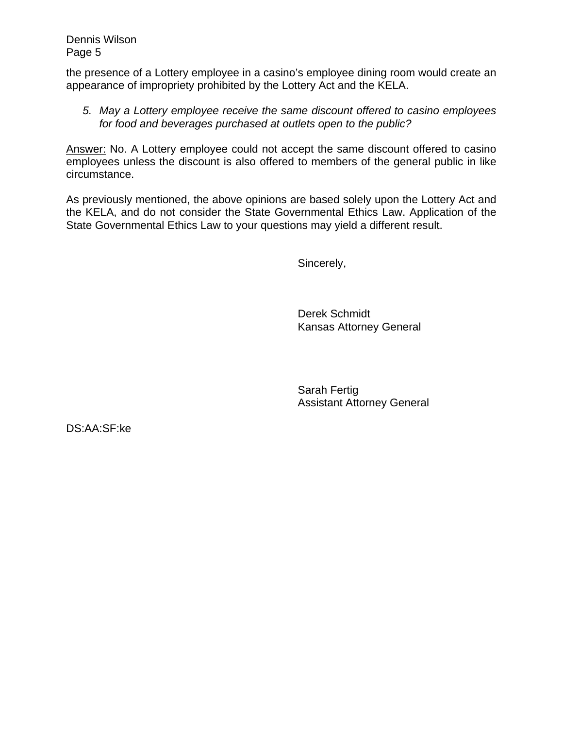the presence of a Lottery employee in a casino's employee dining room would create an appearance of impropriety prohibited by the Lottery Act and the KELA.

5. *May a Lottery employee receive the same discount offered to casino employees for food and beverages purchased at outlets open to the public?*

<u>Answer:</u> No. A Lottery employee could not accept the same discount offered to casino employees unless the discount is also offered to members of the general public in like circumstance.

As previously mentioned, the above opinions are based solely upon the Lottery Act and the KELA, and do not consider the State Governmental Ethics Law. Application of the State Governmental Ethics Law to your questions may yield a different result.

Sincerely,

Derek Schmidt
Kansas Attorney General

Sarah Fertig
Assistant Attorney General

DS:AA:SF:ke